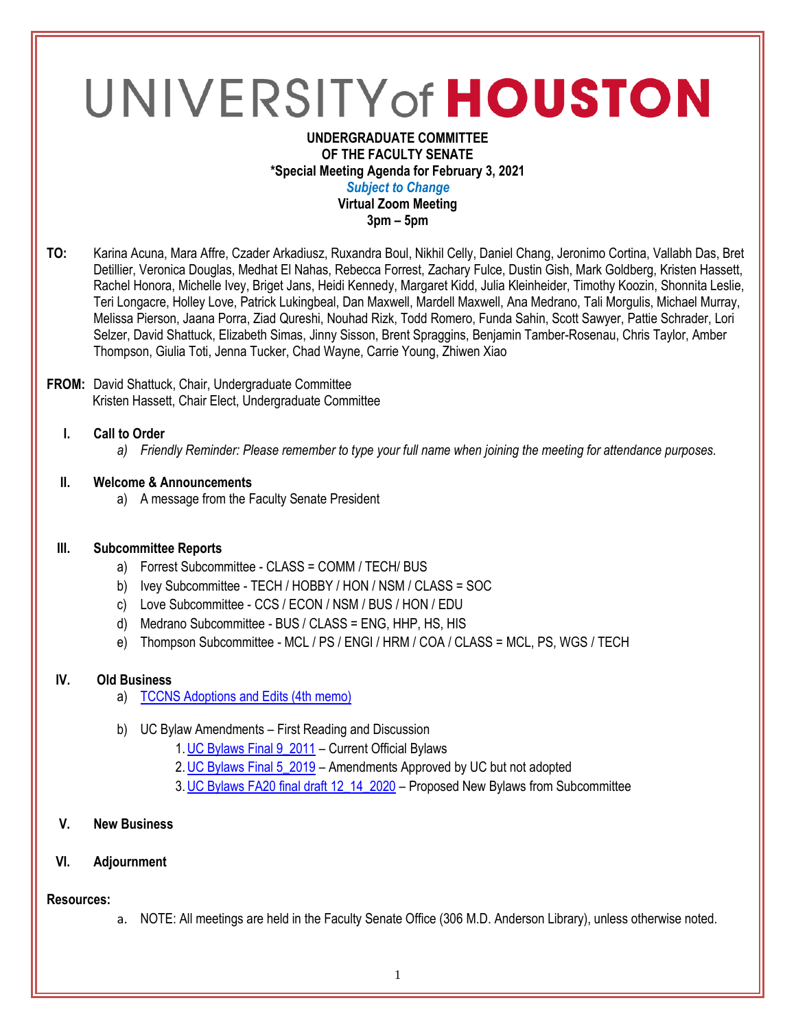# UNIVERSITY of HOUSTON

**UNDERGRADUATE COMMITTEE**
**OF THE FACULTY SENATE**
**\*Special Meeting Agenda for February 3, 2021**
***Subject to Change***
**Virtual Zoom Meeting**
**3pm – 5pm**

**TO:** Karina Acuna, Mara Affre, Czader Arkadiusz, Ruxandra Boul, Nikhil Celly, Daniel Chang, Jeronimo Cortina, Vallabh Das, Bret Detillier, Veronica Douglas, Medhat El Nahas, Rebecca Forrest, Zachary Fulce, Dustin Gish, Mark Goldberg, Kristen Hassett, Rachel Honora, Michelle Ivey, Briget Jans, Heidi Kennedy, Margaret Kidd, Julia Kleinheider, Timothy Koozin, Shonnita Leslie, Teri Longacre, Holley Love, Patrick Lukingbeal, Dan Maxwell, Mardell Maxwell, Ana Medrano, Tali Morgulis, Michael Murray, Melissa Pierson, Jaana Porra, Ziad Qureshi, Nouhad Rizk, Todd Romero, Funda Sahin, Scott Sawyer, Pattie Schrader, Lori Selzer, David Shattuck, Elizabeth Simas, Jinny Sisson, Brent Spraggins, Benjamin Tamber-Rosenau, Chris Taylor, Amber Thompson, Giulia Toti, Jenna Tucker, Chad Wayne, Carrie Young, Zhiwen Xiao

**FROM:** David Shattuck, Chair, Undergraduate Committee
Kristen Hassett, Chair Elect, Undergraduate Committee

## I. Call to Order

a) *Friendly Reminder: Please remember to type your full name when joining the meeting for attendance purposes.*

## II. Welcome & Announcements

a) A message from the Faculty Senate President

## III. Subcommittee Reports

a) Forrest Subcommittee - CLASS = COMM / TECH/ BUS
b) Ivey Subcommittee - TECH / HOBBY / HON / NSM / CLASS = SOC
c) Love Subcommittee - CCS / ECON / NSM / BUS / HON / EDU
d) Medrano Subcommittee - BUS / CLASS = ENG, HHP, HS, HIS
e) Thompson Subcommittee - MCL / PS / ENGI / HRM / COA / CLASS = MCL, PS, WGS / TECH

## IV. Old Business

a) TCCNS Adoptions and Edits (4th memo)

b) UC Bylaw Amendments – First Reading and Discussion
1. UC Bylaws Final 9_2011 – Current Official Bylaws
2. UC Bylaws Final 5_2019 – Amendments Approved by UC but not adopted
3. UC Bylaws FA20 final draft 12_14_2020 – Proposed New Bylaws from Subcommittee

## V. New Business

## VI. Adjournment

**Resources:**

a. NOTE: All meetings are held in the Faculty Senate Office (306 M.D. Anderson Library), unless otherwise noted.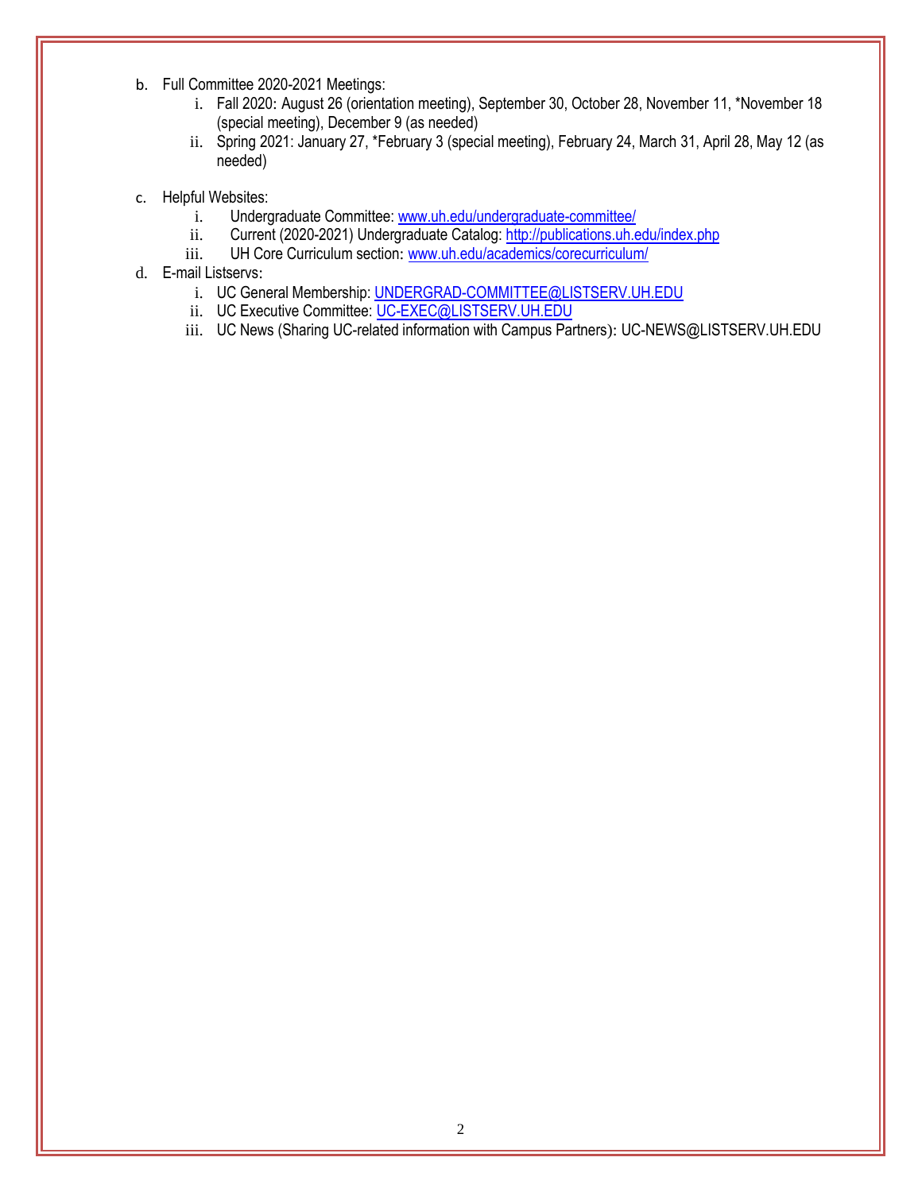b. Full Committee 2020-2021 Meetings:
    i. Fall 2020: August 26 (orientation meeting), September 30, October 28, November 11, *November 18 (special meeting), December 9 (as needed)
    ii. Spring 2021: January 27, *February 3 (special meeting), February 24, March 31, April 28, May 12 (as needed)

c. Helpful Websites:
    i. Undergraduate Committee: [www.uh.edu/undergraduate-committee/](www.uh.edu/undergraduate-committee/)
    ii. Current (2020-2021) Undergraduate Catalog: [http://publications.uh.edu/index.php](http://publications.uh.edu/index.php)
    iii. UH Core Curriculum section: [www.uh.edu/academics/corecurriculum/](www.uh.edu/academics/corecurriculum/)

d. E-mail Listservs:
    i. UC General Membership: UNDERGRAD-COMMITTEE@LISTSERV.UH.EDU
    ii. UC Executive Committee: UC-EXEC@LISTSERV.UH.EDU
    iii. UC News (Sharing UC-related information with Campus Partners): UC-NEWS@LISTSERV.UH.EDU